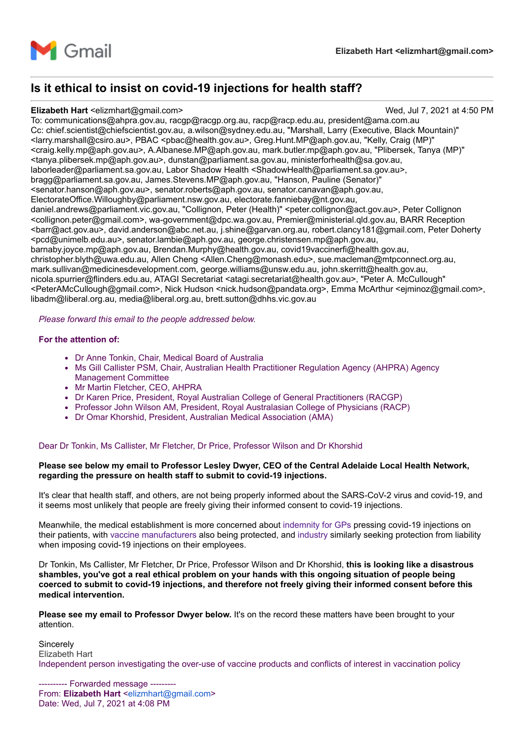Gmail

**Elizabeth Hart <elizmhart@gmail.com>**

---

## Is it ethical to insist on covid-19 injections for health staff?

**Elizabeth Hart** <elizmhart@gmail.com> Wed, Jul 7, 2021 at 4:50 PM

To: communications@ahpra.gov.au, racgp@racgp.org.au, racp@racp.edu.au, president@ama.com.au

Cc: chief.scientist@chiefscientist.gov.au, a.wilson@sydney.edu.au, "Marshall, Larry (Executive, Black Mountain)" <larry.marshall@csiro.au>, PBAC <pbac@health.gov.au>, Greg.Hunt.MP@aph.gov.au, "Kelly, Craig (MP)" <craig.kelly.mp@aph.gov.au>, A.Albanese.MP@aph.gov.au, mark.butler.mp@aph.gov.au, "Plibersek, Tanya (MP)" <tanya.plibersek.mp@aph.gov.au>, dunstan@parliament.sa.gov.au, ministerforhealth@sa.gov.au, laborleader@parliament.sa.gov.au, Labor Shadow Health <ShadowHealth@parliament.sa.gov.au>, bragg@parliament.sa.gov.au, James.Stevens.MP@aph.gov.au, "Hanson, Pauline (Senator)" <senator.hanson@aph.gov.au>, senator.roberts@aph.gov.au, senator.canavan@aph.gov.au, ElectorateOffice.Willoughby@parliament.nsw.gov.au, electorate.fanniebay@nt.gov.au, daniel.andrews@parliament.vic.gov.au, "Collignon, Peter (Health)" <peter.collignon@act.gov.au>, Peter Collignon <collignon.peter@gmail.com>, wa-government@dpc.wa.gov.au, Premier@ministerial.qld.gov.au, BARR Reception <barr@act.gov.au>, david.anderson@abc.net.au, j.shine@garvan.org.au, robert.clancy181@gmail.com, Peter Doherty <pcd@unimelb.edu.au>, senator.lambie@aph.gov.au, george.christensen.mp@aph.gov.au, barnaby.joyce.mp@aph.gov.au, Brendan.Murphy@health.gov.au, covid19vaccinerfi@health.gov.au, christopher.blyth@uwa.edu.au, Allen Cheng <Allen.Cheng@monash.edu>, sue.macleman@mtpconnect.org.au, mark.sullivan@medicinesdevelopment.com, george.williams@unsw.edu.au, john.skerritt@health.gov.au, nicola.spurrier@flinders.edu.au, ATAGI Secretariat <atagi.secretariat@health.gov.au>, "Peter A. McCullough" <PeterAMcCullough@gmail.com>, Nick Hudson <nick.hudson@pandata.org>, Emma McArthur <ejminoz@gmail.com>, libadm@liberal.org.au, media@liberal.org.au, brett.sutton@dhhs.vic.gov.au

*Please forward this email to the people addressed below.*

**For the attention of:**

- Dr Anne Tonkin, Chair, Medical Board of Australia
- Ms Gill Callister PSM, Chair, Australian Health Practitioner Regulation Agency (AHPRA) Agency Management Committee
- Mr Martin Fletcher, CEO, AHPRA
- Dr Karen Price, President, Royal Australian College of General Practitioners (RACGP)
- Professor John Wilson AM, President, Royal Australasian College of Physicians (RACP)
- Dr Omar Khorshid, President, Australian Medical Association (AMA)

Dear Dr Tonkin, Ms Callister, Mr Fletcher, Dr Price, Professor Wilson and Dr Khorshid

**Please see below my email to Professor Lesley Dwyer, CEO of the Central Adelaide Local Health Network, regarding the pressure on health staff to submit to covid-19 injections.**

It's clear that health staff, and others, are not being properly informed about the SARS-CoV-2 virus and covid-19, and it seems most unlikely that people are freely giving their informed consent to covid-19 injections.

Meanwhile, the medical establishment is more concerned about indemnity for GPs pressing covid-19 injections on their patients, with vaccine manufacturers also being protected, and industry similarly seeking protection from liability when imposing covid-19 injections on their employees.

Dr Tonkin, Ms Callister, Mr Fletcher, Dr Price, Professor Wilson and Dr Khorshid, **this is looking like a disastrous shambles, you've got a real ethical problem on your hands with this ongoing situation of people being coerced to submit to covid-19 injections, and therefore not freely giving their informed consent before this medical intervention.**

**Please see my email to Professor Dwyer below.** It's on the record these matters have been brought to your attention.

Sincerely
Elizabeth Hart
Independent person investigating the over-use of vaccine products and conflicts of interest in vaccination policy

---------- Forwarded message ---------
From: **Elizabeth Hart** <elizmhart@gmail.com>
Date: Wed, Jul 7, 2021 at 4:08 PM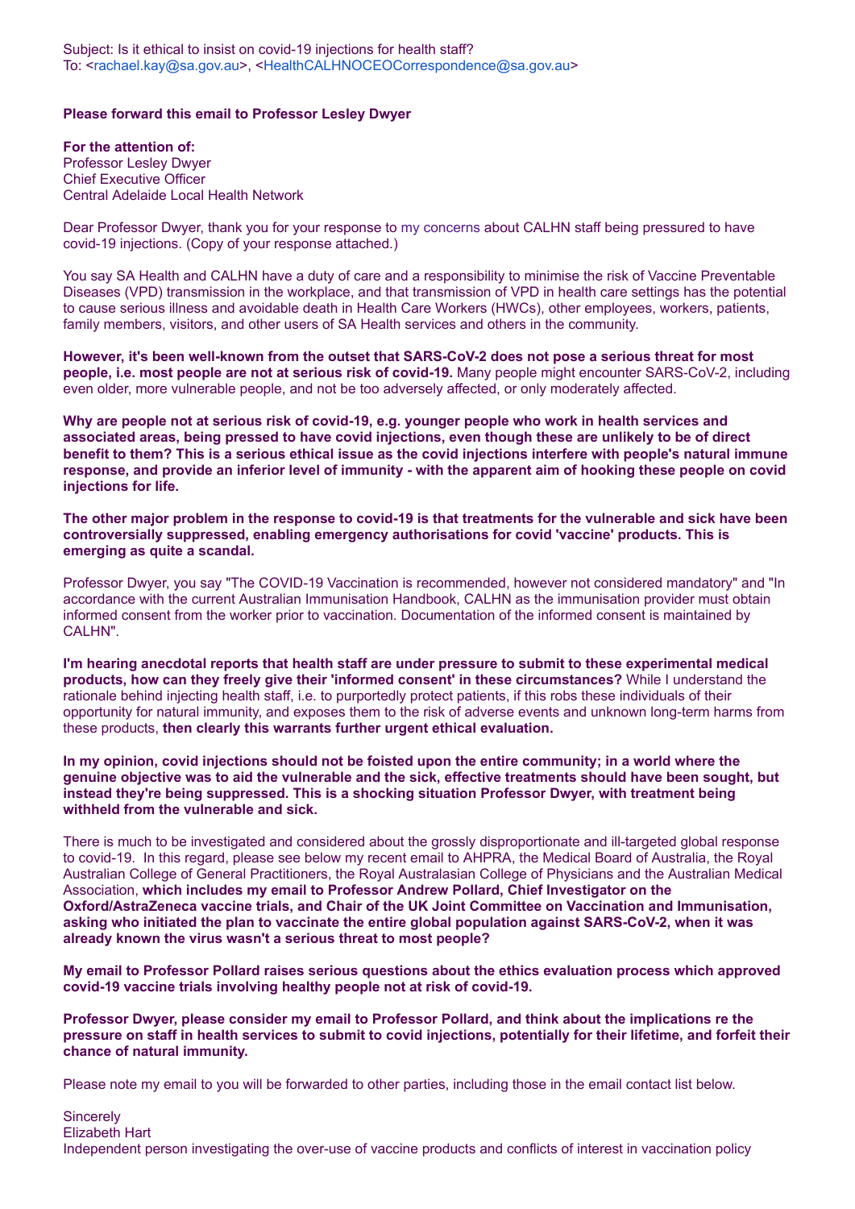Subject: Is it ethical to insist on covid-19 injections for health staff?
To: <rachael.kay@sa.gov.au>, <HealthCALHNOCEOCorrespondence@sa.gov.au>

**Please forward this email to Professor Lesley Dwyer**

**For the attention of:**
Professor Lesley Dwyer
Chief Executive Officer
Central Adelaide Local Health Network

Dear Professor Dwyer, thank you for your response to my concerns about CALHN staff being pressured to have covid-19 injections. (Copy of your response attached.)

You say SA Health and CALHN have a duty of care and a responsibility to minimise the risk of Vaccine Preventable Diseases (VPD) transmission in the workplace, and that transmission of VPD in health care settings has the potential to cause serious illness and avoidable death in Health Care Workers (HWCs), other employees, workers, patients, family members, visitors, and other users of SA Health services and others in the community.

**However, it's been well-known from the outset that SARS-CoV-2 does not pose a serious threat for most people, i.e. most people are not at serious risk of covid-19.** Many people might encounter SARS-CoV-2, including even older, more vulnerable people, and not be too adversely affected, or only moderately affected.

**Why are people not at serious risk of covid-19, e.g. younger people who work in health services and associated areas, being pressed to have covid injections, even though these are unlikely to be of direct benefit to them? This is a serious ethical issue as the covid injections interfere with people's natural immune response, and provide an inferior level of immunity - with the apparent aim of hooking these people on covid injections for life.**

**The other major problem in the response to covid-19 is that treatments for the vulnerable and sick have been controversially suppressed, enabling emergency authorisations for covid 'vaccine' products. This is emerging as quite a scandal.**

Professor Dwyer, you say "The COVID-19 Vaccination is recommended, however not considered mandatory" and "In accordance with the current Australian Immunisation Handbook, CALHN as the immunisation provider must obtain informed consent from the worker prior to vaccination. Documentation of the informed consent is maintained by CALHN".

**I'm hearing anecdotal reports that health staff are under pressure to submit to these experimental medical products, how can they freely give their 'informed consent' in these circumstances?** While I understand the rationale behind injecting health staff, i.e. to purportedly protect patients, if this robs these individuals of their opportunity for natural immunity, and exposes them to the risk of adverse events and unknown long-term harms from these products, **then clearly this warrants further urgent ethical evaluation.**

**In my opinion, covid injections should not be foisted upon the entire community; in a world where the genuine objective was to aid the vulnerable and the sick, effective treatments should have been sought, but instead they're being suppressed. This is a shocking situation Professor Dwyer, with treatment being withheld from the vulnerable and sick.**

There is much to be investigated and considered about the grossly disproportionate and ill-targeted global response to covid-19. In this regard, please see below my recent email to AHPRA, the Medical Board of Australia, the Royal Australian College of General Practitioners, the Royal Australasian College of Physicians and the Australian Medical Association, **which includes my email to Professor Andrew Pollard, Chief Investigator on the Oxford/AstraZeneca vaccine trials, and Chair of the UK Joint Committee on Vaccination and Immunisation, asking who initiated the plan to vaccinate the entire global population against SARS-CoV-2, when it was already known the virus wasn't a serious threat to most people?**

**My email to Professor Pollard raises serious questions about the ethics evaluation process which approved covid-19 vaccine trials involving healthy people not at risk of covid-19.**

**Professor Dwyer, please consider my email to Professor Pollard, and think about the implications re the pressure on staff in health services to submit to covid injections, potentially for their lifetime, and forfeit their chance of natural immunity.**

Please note my email to you will be forwarded to other parties, including those in the email contact list below.

Sincerely
Elizabeth Hart
Independent person investigating the over-use of vaccine products and conflicts of interest in vaccination policy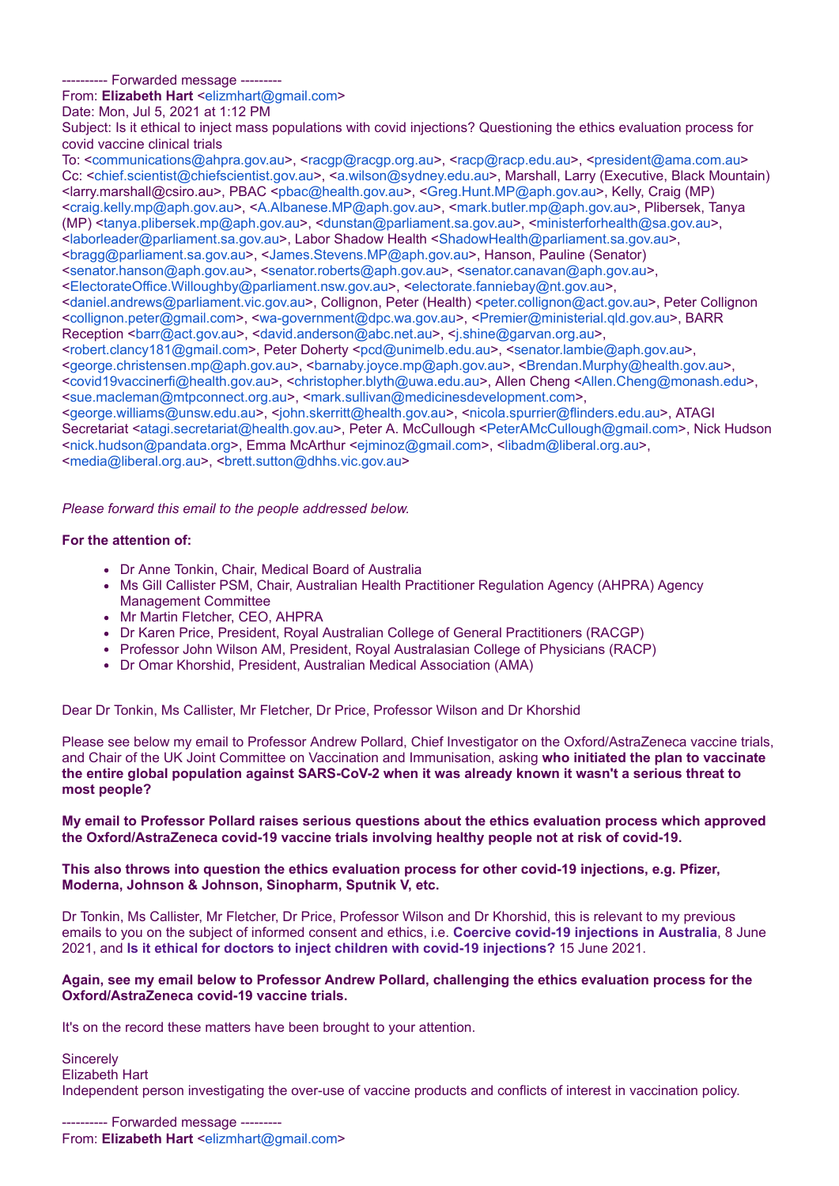---------- Forwarded message ---------
From: **Elizabeth Hart** <elizmhart@gmail.com>
Date: Mon, Jul 5, 2021 at 1:12 PM
Subject: Is it ethical to inject mass populations with covid injections? Questioning the ethics evaluation process for covid vaccine clinical trials
To: <communications@ahpra.gov.au>, <racgp@racgp.org.au>, <racp@racp.edu.au>, <president@ama.com.au>
Cc: <chief.scientist@chiefscientist.gov.au>, <a.wilson@sydney.edu.au>, Marshall, Larry (Executive, Black Mountain) <larry.marshall@csiro.au>, PBAC <pbac@health.gov.au>, <Greg.Hunt.MP@aph.gov.au>, Kelly, Craig (MP) <craig.kelly.mp@aph.gov.au>, <A.Albanese.MP@aph.gov.au>, <mark.butler.mp@aph.gov.au>, Plibersek, Tanya (MP) <tanya.plibersek.mp@aph.gov.au>, <dunstan@parliament.sa.gov.au>, <ministerforhealth@sa.gov.au>, <laborleader@parliament.sa.gov.au>, Labor Shadow Health <ShadowHealth@parliament.sa.gov.au>, <bragg@parliament.sa.gov.au>, <James.Stevens.MP@aph.gov.au>, Hanson, Pauline (Senator) <senator.hanson@aph.gov.au>, <senator.roberts@aph.gov.au>, <senator.canavan@aph.gov.au>, <ElectorateOffice.Willoughby@parliament.nsw.gov.au>, <electorate.fanniebay@nt.gov.au>, <daniel.andrews@parliament.vic.gov.au>, Collignon, Peter (Health) <peter.collignon@act.gov.au>, Peter Collignon <collignon.peter@gmail.com>, <wa-government@dpc.wa.gov.au>, <Premier@ministerial.qld.gov.au>, BARR Reception <barr@act.gov.au>, <david.anderson@abc.net.au>, <j.shine@garvan.org.au>, <robert.clancy181@gmail.com>, Peter Doherty <pcd@unimelb.edu.au>, <senator.lambie@aph.gov.au>, <george.christensen.mp@aph.gov.au>, <barnaby.joyce.mp@aph.gov.au>, <Brendan.Murphy@health.gov.au>, <covid19vaccinerfi@health.gov.au>, <christopher.blyth@uwa.edu.au>, Allen Cheng <Allen.Cheng@monash.edu>, <sue.macleman@mtpconnect.org.au>, <mark.sullivan@medicinesdevelopment.com>, <george.williams@unsw.edu.au>, <john.skerritt@health.gov.au>, <nicola.spurrier@flinders.edu.au>, ATAGI Secretariat <atagi.secretariat@health.gov.au>, Peter A. McCullough <PeterAMcCullough@gmail.com>, Nick Hudson <nick.hudson@pandata.org>, Emma McArthur <ejminoz@gmail.com>, <libadm@liberal.org.au>, <media@liberal.org.au>, <brett.sutton@dhhs.vic.gov.au>

*Please forward this email to the people addressed below.*

**For the attention of:**

- Dr Anne Tonkin, Chair, Medical Board of Australia
- Ms Gill Callister PSM, Chair, Australian Health Practitioner Regulation Agency (AHPRA) Agency Management Committee
- Mr Martin Fletcher, CEO, AHPRA
- Dr Karen Price, President, Royal Australian College of General Practitioners (RACGP)
- Professor John Wilson AM, President, Royal Australasian College of Physicians (RACP)
- Dr Omar Khorshid, President, Australian Medical Association (AMA)

Dear Dr Tonkin, Ms Callister, Mr Fletcher, Dr Price, Professor Wilson and Dr Khorshid

Please see below my email to Professor Andrew Pollard, Chief Investigator on the Oxford/AstraZeneca vaccine trials, and Chair of the UK Joint Committee on Vaccination and Immunisation, asking **who initiated the plan to vaccinate the entire global population against SARS-CoV-2 when it was already known it wasn't a serious threat to most people?**

**My email to Professor Pollard raises serious questions about the ethics evaluation process which approved the Oxford/AstraZeneca covid-19 vaccine trials involving healthy people not at risk of covid-19.**

**This also throws into question the ethics evaluation process for other covid-19 injections, e.g. Pfizer, Moderna, Johnson & Johnson, Sinopharm, Sputnik V, etc.**

Dr Tonkin, Ms Callister, Mr Fletcher, Dr Price, Professor Wilson and Dr Khorshid, this is relevant to my previous emails to you on the subject of informed consent and ethics, i.e. **Coercive covid-19 injections in Australia**, 8 June 2021, and **Is it ethical for doctors to inject children with covid-19 injections?** 15 June 2021.

**Again, see my email below to Professor Andrew Pollard, challenging the ethics evaluation process for the Oxford/AstraZeneca covid-19 vaccine trials.**

It's on the record these matters have been brought to your attention.

Sincerely
Elizabeth Hart
Independent person investigating the over-use of vaccine products and conflicts of interest in vaccination policy.

---------- Forwarded message ---------
From: **Elizabeth Hart** <elizmhart@gmail.com>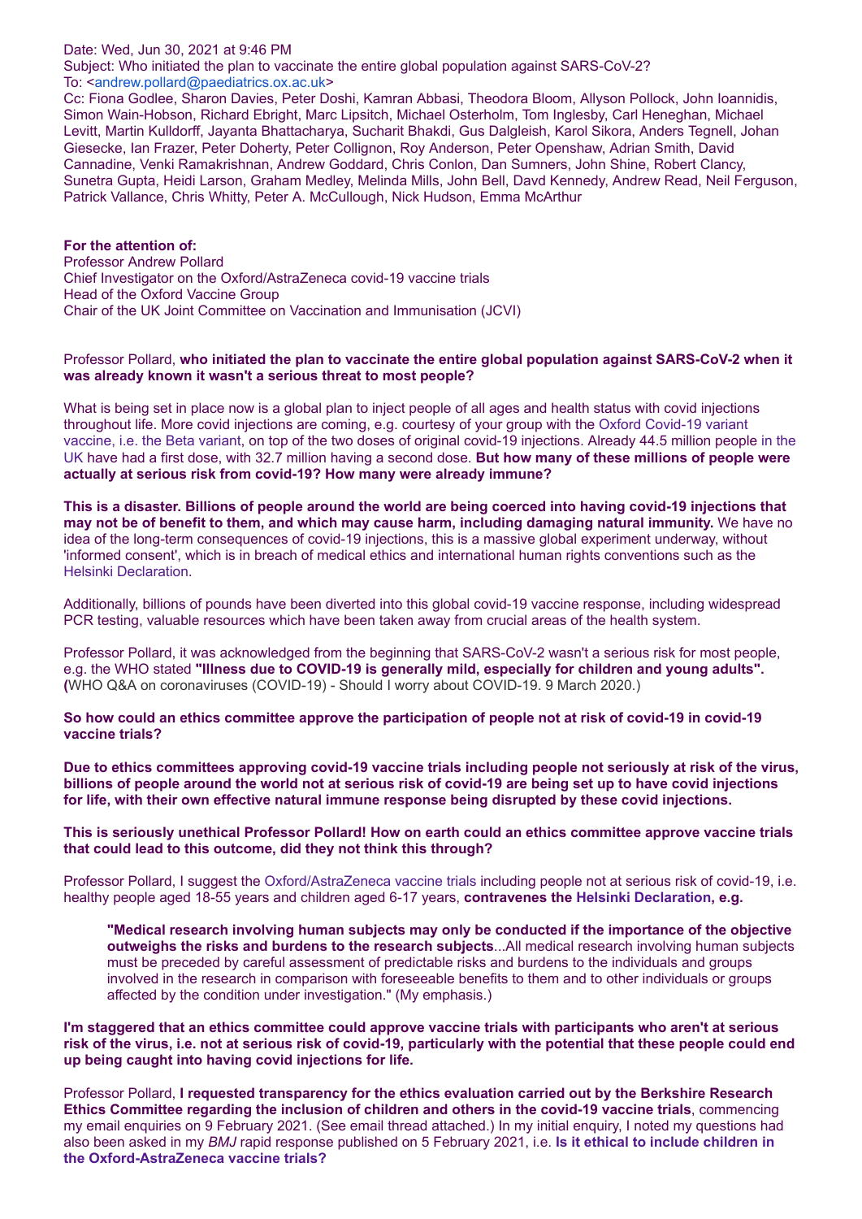Date: Wed, Jun 30, 2021 at 9:46 PM
Subject: Who initiated the plan to vaccinate the entire global population against SARS-CoV-2?
To: <andrew.pollard@paediatrics.ox.ac.uk>
Cc: Fiona Godlee, Sharon Davies, Peter Doshi, Kamran Abbasi, Theodora Bloom, Allyson Pollock, John Ioannidis, Simon Wain-Hobson, Richard Ebright, Marc Lipsitch, Michael Osterholm, Tom Inglesby, Carl Heneghan, Michael Levitt, Martin Kulldorff, Jayanta Bhattacharya, Sucharit Bhakdi, Gus Dalgleish, Karol Sikora, Anders Tegnell, Johan Giesecke, Ian Frazer, Peter Doherty, Peter Collignon, Roy Anderson, Peter Openshaw, Adrian Smith, David Cannadine, Venki Ramakrishnan, Andrew Goddard, Chris Conlon, Dan Sumners, John Shine, Robert Clancy, Sunetra Gupta, Heidi Larson, Graham Medley, Melinda Mills, John Bell, Davd Kennedy, Andrew Read, Neil Ferguson, Patrick Vallance, Chris Whitty, Peter A. McCullough, Nick Hudson, Emma McArthur

**For the attention of:**
Professor Andrew Pollard
Chief Investigator on the Oxford/AstraZeneca covid-19 vaccine trials
Head of the Oxford Vaccine Group
Chair of the UK Joint Committee on Vaccination and Immunisation (JCVI)

Professor Pollard, **who initiated the plan to vaccinate the entire global population against SARS-CoV-2 when it was already known it wasn't a serious threat to most people?**

What is being set in place now is a global plan to inject people of all ages and health status with covid injections throughout life. More covid injections are coming, e.g. courtesy of your group with the Oxford Covid-19 variant vaccine, i.e. the Beta variant, on top of the two doses of original covid-19 injections. Already 44.5 million people in the UK have had a first dose, with 32.7 million having a second dose. **But how many of these millions of people were actually at serious risk from covid-19? How many were already immune?**

**This is a disaster. Billions of people around the world are being coerced into having covid-19 injections that may not be of benefit to them, and which may cause harm, including damaging natural immunity.** We have no idea of the long-term consequences of covid-19 injections, this is a massive global experiment underway, without 'informed consent', which is in breach of medical ethics and international human rights conventions such as the Helsinki Declaration.

Additionally, billions of pounds have been diverted into this global covid-19 vaccine response, including widespread PCR testing, valuable resources which have been taken away from crucial areas of the health system.

Professor Pollard, it was acknowledged from the beginning that SARS-CoV-2 wasn't a serious risk for most people, e.g. the WHO stated **"Illness due to COVID-19 is generally mild, especially for children and young adults". (**WHO Q&A on coronaviruses (COVID-19) - Should I worry about COVID-19. 9 March 2020.)

**So how could an ethics committee approve the participation of people not at risk of covid-19 in covid-19 vaccine trials?**

**Due to ethics committees approving covid-19 vaccine trials including people not seriously at risk of the virus, billions of people around the world not at serious risk of covid-19 are being set up to have covid injections for life, with their own effective natural immune response being disrupted by these covid injections.**

**This is seriously unethical Professor Pollard! How on earth could an ethics committee approve vaccine trials that could lead to this outcome, did they not think this through?**

Professor Pollard, I suggest the Oxford/AstraZeneca vaccine trials including people not at serious risk of covid-19, i.e. healthy people aged 18-55 years and children aged 6-17 years, **contravenes the Helsinki Declaration, e.g.**

> **"Medical research involving human subjects may only be conducted if the importance of the objective outweighs the risks and burdens to the research subjects**...All medical research involving human subjects must be preceded by careful assessment of predictable risks and burdens to the individuals and groups involved in the research in comparison with foreseeable benefits to them and to other individuals or groups affected by the condition under investigation." (My emphasis.)

**I'm staggered that an ethics committee could approve vaccine trials with participants who aren't at serious risk of the virus, i.e. not at serious risk of covid-19, particularly with the potential that these people could end up being caught into having covid injections for life.**

Professor Pollard, **I requested transparency for the ethics evaluation carried out by the Berkshire Research Ethics Committee regarding the inclusion of children and others in the covid-19 vaccine trials**, commencing my email enquiries on 9 February 2021. (See email thread attached.) In my initial enquiry, I noted my questions had also been asked in my *BMJ* rapid response published on 5 February 2021, i.e. **Is it ethical to include children in the Oxford-AstraZeneca vaccine trials?**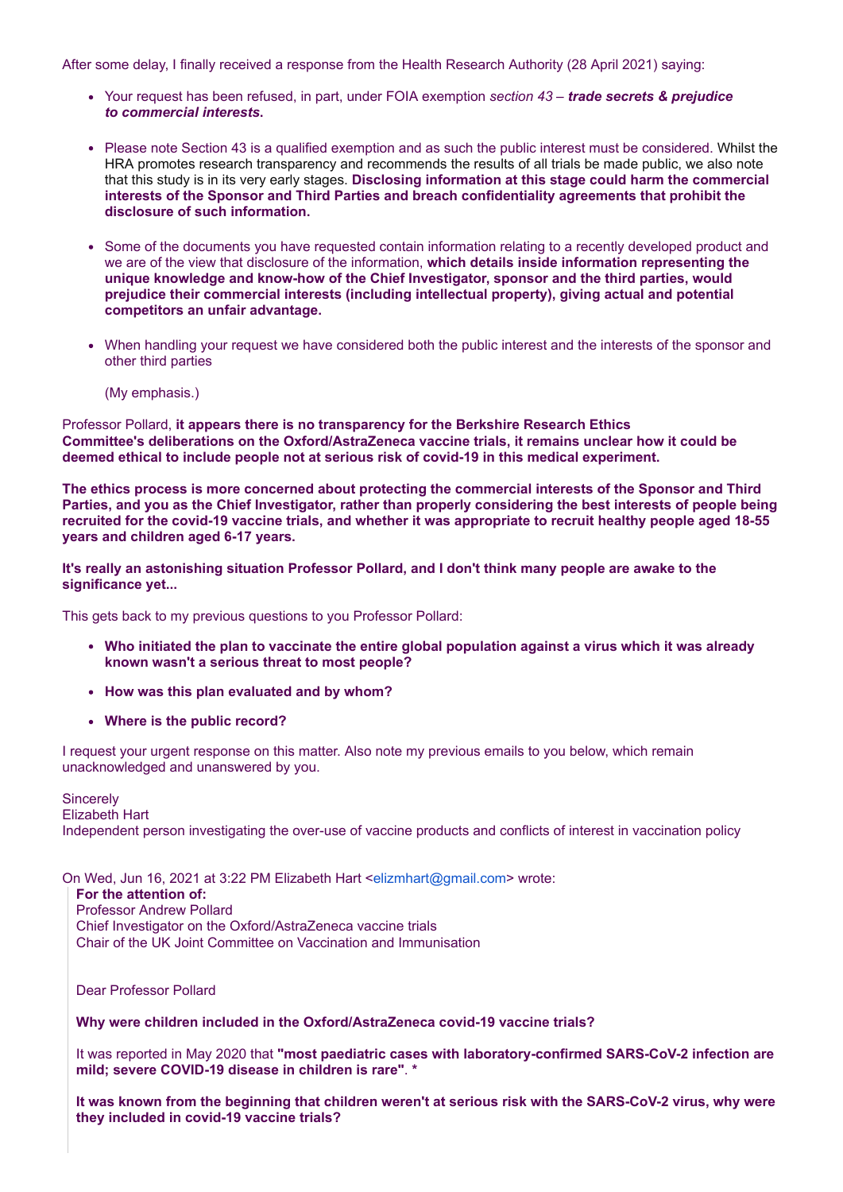After some delay, I finally received a response from the Health Research Authority (28 April 2021) saying:

- Your request has been refused, in part, under FOIA exemption *section 43 – **trade secrets & prejudice to commercial interests.***

- Please note Section 43 is a qualified exemption and as such the public interest must be considered. Whilst the HRA promotes research transparency and recommends the results of all trials be made public, we also note that this study is in its very early stages. **Disclosing information at this stage could harm the commercial interests of the Sponsor and Third Parties and breach confidentiality agreements that prohibit the disclosure of such information.**

- Some of the documents you have requested contain information relating to a recently developed product and we are of the view that disclosure of the information, **which details inside information representing the unique knowledge and know-how of the Chief Investigator, sponsor and the third parties, would prejudice their commercial interests (including intellectual property), giving actual and potential competitors an unfair advantage.**

- When handling your request we have considered both the public interest and the interests of the sponsor and other third parties

  (My emphasis.)

Professor Pollard, **it appears there is no transparency for the Berkshire Research Ethics Committee's deliberations on the Oxford/AstraZeneca vaccine trials, it remains unclear how it could be deemed ethical to include people not at serious risk of covid-19 in this medical experiment.**

**The ethics process is more concerned about protecting the commercial interests of the Sponsor and Third Parties, and you as the Chief Investigator, rather than properly considering the best interests of people being recruited for the covid-19 vaccine trials, and whether it was appropriate to recruit healthy people aged 18-55 years and children aged 6-17 years.**

**It's really an astonishing situation Professor Pollard, and I don't think many people are awake to the significance yet...**

This gets back to my previous questions to you Professor Pollard:

- **Who initiated the plan to vaccinate the entire global population against a virus which it was already known wasn't a serious threat to most people?**
- **How was this plan evaluated and by whom?**
- **Where is the public record?**

I request your urgent response on this matter. Also note my previous emails to you below, which remain unacknowledged and unanswered by you.

Sincerely
Elizabeth Hart
Independent person investigating the over-use of vaccine products and conflicts of interest in vaccination policy

On Wed, Jun 16, 2021 at 3:22 PM Elizabeth Hart <elizmhart@gmail.com> wrote:

> **For the attention of:**
> Professor Andrew Pollard
> Chief Investigator on the Oxford/AstraZeneca vaccine trials
> Chair of the UK Joint Committee on Vaccination and Immunisation
>
> Dear Professor Pollard
>
> **Why were children included in the Oxford/AstraZeneca covid-19 vaccine trials?**
>
> It was reported in May 2020 that **"most paediatric cases with laboratory-confirmed SARS-CoV-2 infection are mild; severe COVID-19 disease in children is rare"**. *
>
> **It was known from the beginning that children weren't at serious risk with the SARS-CoV-2 virus, why were they included in covid-19 vaccine trials?**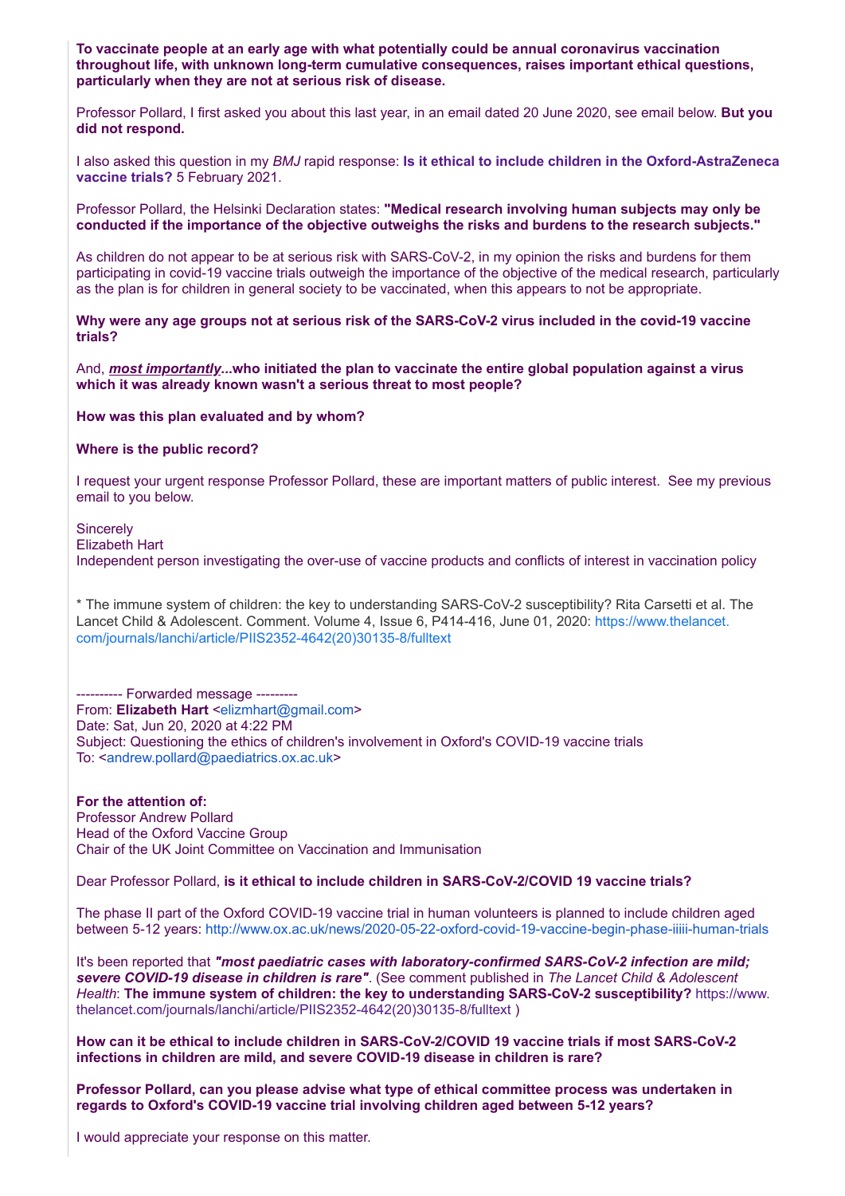**To vaccinate people at an early age with what potentially could be annual coronavirus vaccination throughout life, with unknown long-term cumulative consequences, raises important ethical questions, particularly when they are not at serious risk of disease.**

Professor Pollard, I first asked you about this last year, in an email dated 20 June 2020, see email below. **But you did not respond.**

I also asked this question in my *BMJ* rapid response: **Is it ethical to include children in the Oxford-AstraZeneca vaccine trials?** 5 February 2021.

Professor Pollard, the Helsinki Declaration states: **"Medical research involving human subjects may only be conducted if the importance of the objective outweighs the risks and burdens to the research subjects."**

As children do not appear to be at serious risk with SARS-CoV-2, in my opinion the risks and burdens for them participating in covid-19 vaccine trials outweigh the importance of the objective of the medical research, particularly as the plan is for children in general society to be vaccinated, when this appears to not be appropriate.

**Why were any age groups not at serious risk of the SARS-CoV-2 virus included in the covid-19 vaccine trials?**

**And, *most importantly*...who initiated the plan to vaccinate the entire global population against a virus which it was already known wasn't a serious threat to most people?**

**How was this plan evaluated and by whom?**

**Where is the public record?**

I request your urgent response Professor Pollard, these are important matters of public interest. See my previous email to you below.

Sincerely
Elizabeth Hart
Independent person investigating the over-use of vaccine products and conflicts of interest in vaccination policy

* The immune system of children: the key to understanding SARS-CoV-2 susceptibility? Rita Carsetti et al. The Lancet Child & Adolescent. Comment. Volume 4, Issue 6, P414-416, June 01, 2020: https://www.thelancet.com/journals/lanchi/article/PIIS2352-4642(20)30135-8/fulltext

---------- Forwarded message ---------
From: **Elizabeth Hart** <elizmhart@gmail.com>
Date: Sat, Jun 20, 2020 at 4:22 PM
Subject: Questioning the ethics of children's involvement in Oxford's COVID-19 vaccine trials
To: <andrew.pollard@paediatrics.ox.ac.uk>

**For the attention of:**
Professor Andrew Pollard
Head of the Oxford Vaccine Group
Chair of the UK Joint Committee on Vaccination and Immunisation

Dear Professor Pollard, **is it ethical to include children in SARS-CoV-2/COVID 19 vaccine trials?**

The phase II part of the Oxford COVID-19 vaccine trial in human volunteers is planned to include children aged between 5-12 years: http://www.ox.ac.uk/news/2020-05-22-oxford-covid-19-vaccine-begin-phase-iiiii-human-trials

It's been reported that ***"most paediatric cases with laboratory-confirmed SARS-CoV-2 infection are mild; severe COVID-19 disease in children is rare"***. (See comment published in *The Lancet Child & Adolescent Health*: **The immune system of children: the key to understanding SARS-CoV-2 susceptibility?** https://www.thelancet.com/journals/lanchi/article/PIIS2352-4642(20)30135-8/fulltext )

**How can it be ethical to include children in SARS-CoV-2/COVID 19 vaccine trials if most SARS-CoV-2 infections in children are mild, and severe COVID-19 disease in children is rare?**

**Professor Pollard, can you please advise what type of ethical committee process was undertaken in regards to Oxford's COVID-19 vaccine trial involving children aged between 5-12 years?**

I would appreciate your response on this matter.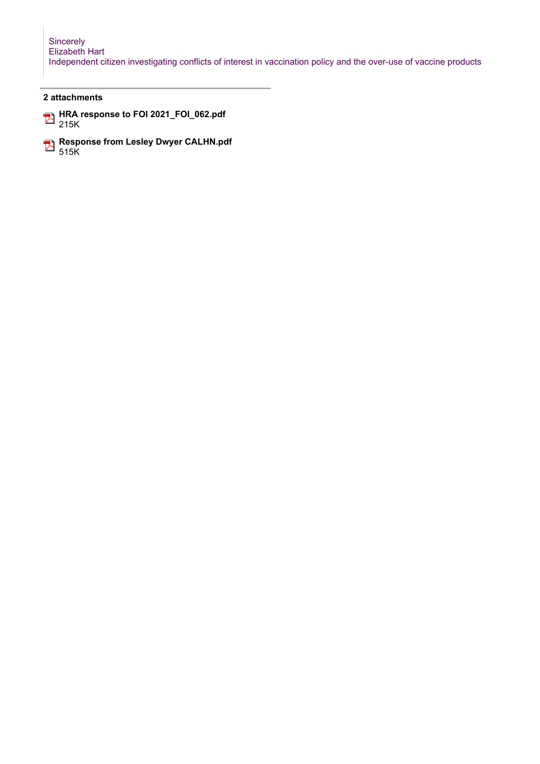Sincerely
Elizabeth Hart
Independent citizen investigating conflicts of interest in vaccination policy and the over-use of vaccine products

---

**2 attachments**

**HRA response to FOI 2021_FOI_062.pdf**
215K

**Response from Lesley Dwyer CALHN.pdf**
515K